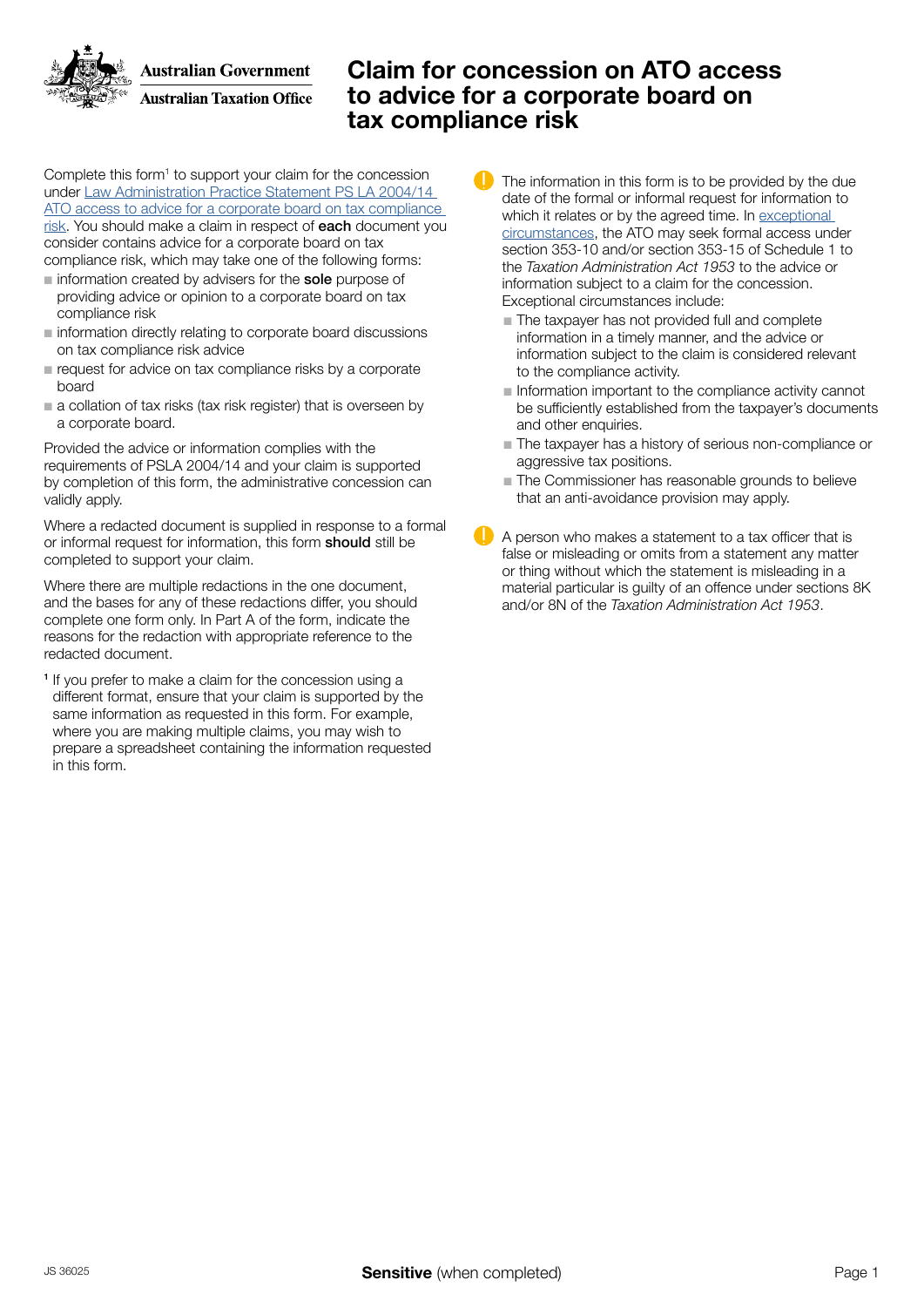Australian Government
Australian Taxation Office

# Claim for concession on ATO access to advice for a corporate board on tax compliance risk

Complete this form[1] to support your claim for the concession under Law Administration Practice Statement PS LA 2004/14 ATO access to advice for a corporate board on tax compliance risk. You should make a claim in respect of **each** document you consider contains advice for a corporate board on tax compliance risk, which may take one of the following forms:

- information created by advisers for the **sole** purpose of providing advice or opinion to a corporate board on tax compliance risk
- information directly relating to corporate board discussions on tax compliance risk advice
- request for advice on tax compliance risks by a corporate board
- a collation of tax risks (tax risk register) that is overseen by a corporate board.

Provided the advice or information complies with the requirements of PSLA 2004/14 and your claim is supported by completion of this form, the administrative concession can validly apply.

Where a redacted document is supplied in response to a formal or informal request for information, this form **should** still be completed to support your claim.

Where there are multiple redactions in the one document, and the bases for any of these redactions differ, you should complete one form only. In Part A of the form, indicate the reasons for the redaction with appropriate reference to the redacted document.

[1] If you prefer to make a claim for the concession using a different format, ensure that your claim is supported by the same information as requested in this form. For example, where you are making multiple claims, you may wish to prepare a spreadsheet containing the information requested in this form.

The information in this form is to be provided by the due date of the formal or informal request for information to which it relates or by the agreed time. In exceptional circumstances, the ATO may seek formal access under section 353-10 and/or section 353-15 of Schedule 1 to the *Taxation Administration Act 1953* to the advice or information subject to a claim for the concession. Exceptional circumstances include:

- The taxpayer has not provided full and complete information in a timely manner, and the advice or information subject to the claim is considered relevant to the compliance activity.
- Information important to the compliance activity cannot be sufficiently established from the taxpayer's documents and other enquiries.
- The taxpayer has a history of serious non-compliance or aggressive tax positions.
- The Commissioner has reasonable grounds to believe that an anti-avoidance provision may apply.

A person who makes a statement to a tax officer that is false or misleading or omits from a statement any matter or thing without which the statement is misleading in a material particular is guilty of an offence under sections 8K and/or 8N of the *Taxation Administration Act 1953*.

JS 36025

**Sensitive** (when completed)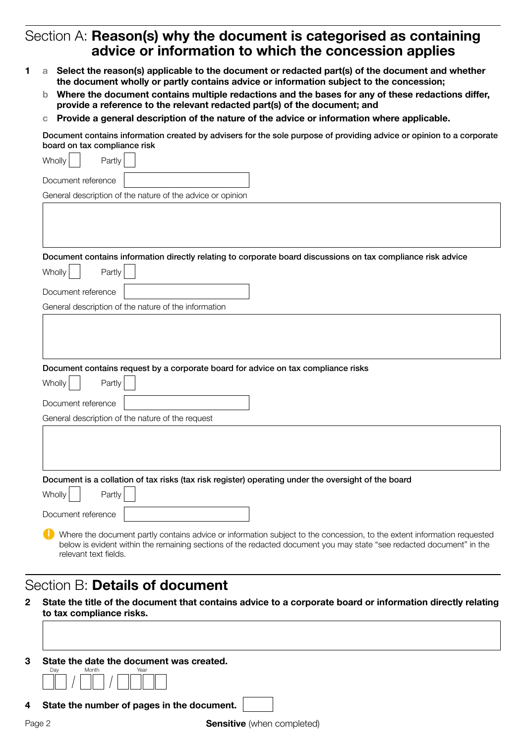## Section A: **Reason(s) why the document is categorised as containing advice or information to which the concession applies**

**1** a **Select the reason(s) applicable to the document or redacted part(s) of the document and whether the document wholly or partly contains advice or information subject to the concession;**

b **Where the document contains multiple redactions and the bases for any of these redactions differ, provide a reference to the relevant redacted part(s) of the document; and**

c **Provide a general description of the nature of the advice or information where applicable.**

Document contains information created by advisers for the sole purpose of providing advice or opinion to a corporate board on tax compliance risk

Wholly ☐ Partly ☐

Document reference

General description of the nature of the advice or opinion

Document contains information directly relating to corporate board discussions on tax compliance risk advice

Wholly ☐ Partly ☐

Document reference

General description of the nature of the information

Document contains request by a corporate board for advice on tax compliance risks

Wholly ☐ Partly ☐

Document reference

General description of the nature of the request

Document is a collation of tax risks (tax risk register) operating under the oversight of the board

Wholly ☐ Partly ☐

Document reference

Where the document partly contains advice or information subject to the concession, to the extent information requested below is evident within the remaining sections of the redacted document you may state "see redacted document" in the relevant text fields.

## Section B: **Details of document**

**2** **State the title of the document that contains advice to a corporate board or information directly relating to tax compliance risks.**

**3** **State the date the document was created.**

Day / Month / Year

**4** **State the number of pages in the document.**

**Sensitive** (when completed)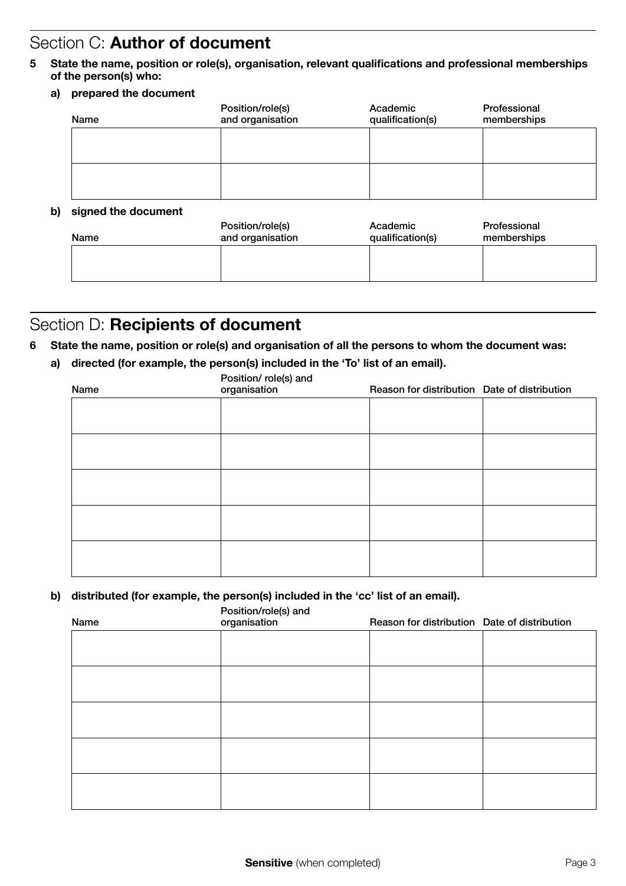## Section C: **Author of document**

**5 State the name, position or role(s), organisation, relevant qualifications and professional memberships of the person(s) who:**

**a) prepared the document**

| Name | Position/role(s) and organisation | Academic qualification(s) | Professional memberships |
|---|---|---|---|
| | | | |
| | | | |

**b) signed the document**

| Name | Position/role(s) and organisation | Academic qualification(s) | Professional memberships |
|---|---|---|---|
| | | | |

## Section D: **Recipients of document**

**6 State the name, position or role(s) and organisation of all the persons to whom the document was:**

**a) directed (for example, the person(s) included in the 'To' list of an email).**

| Name | Position/ role(s) and organisation | Reason for distribution | Date of distribution |
|---|---|---|---|
| | | | |
| | | | |
| | | | |
| | | | |
| | | | |

**b) distributed (for example, the person(s) included in the 'cc' list of an email).**

| Name | Position/role(s) and organisation | Reason for distribution | Date of distribution |
|---|---|---|---|
| | | | |
| | | | |
| | | | |
| | | | |
| | | | |

**Sensitive** (when completed)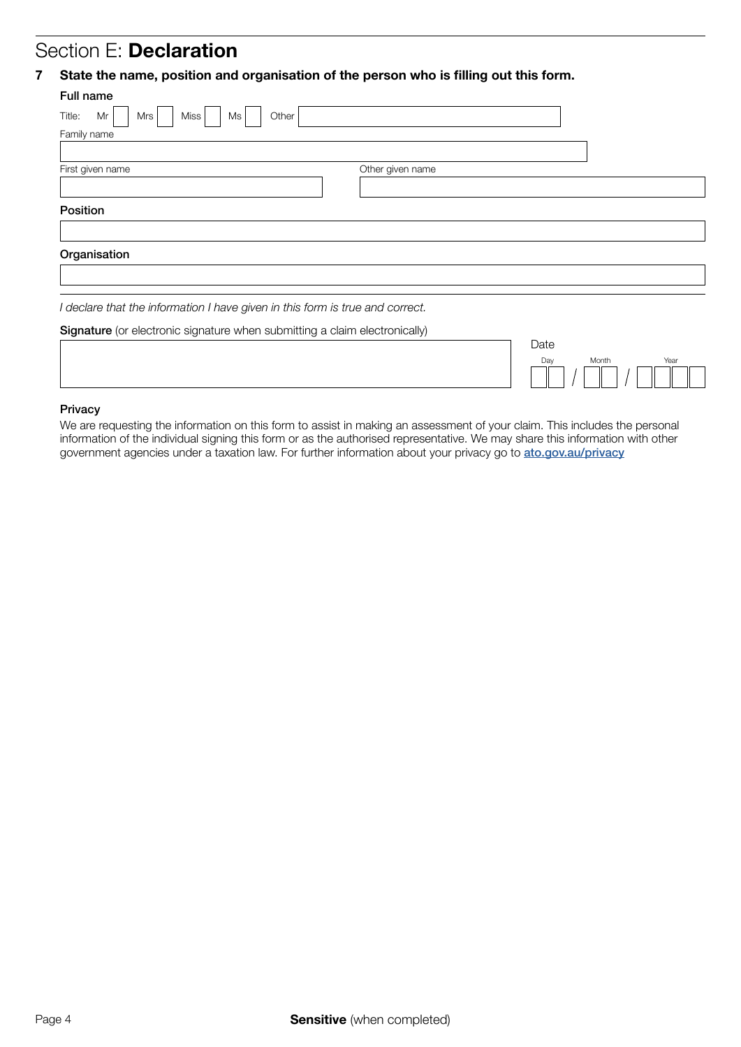## Section E: **Declaration**

**7 State the name, position and organisation of the person who is filling out this form.**

**Full name**

Title: Mr ☐ Mrs ☐ Miss ☐ Ms ☐ Other

Family name

First given name

Other given name

**Position**

**Organisation**

*I declare that the information I have given in this form is true and correct.*

**Signature** (or electronic signature when submitting a claim electronically)

Date

Day / Month / Year

**Privacy**

We are requesting the information on this form to assist in making an assessment of your claim. This includes the personal information of the individual signing this form or as the authorised representative. We may share this information with other government agencies under a taxation law. For further information about your privacy go to **ato.gov.au/privacy**

**Sensitive** (when completed)